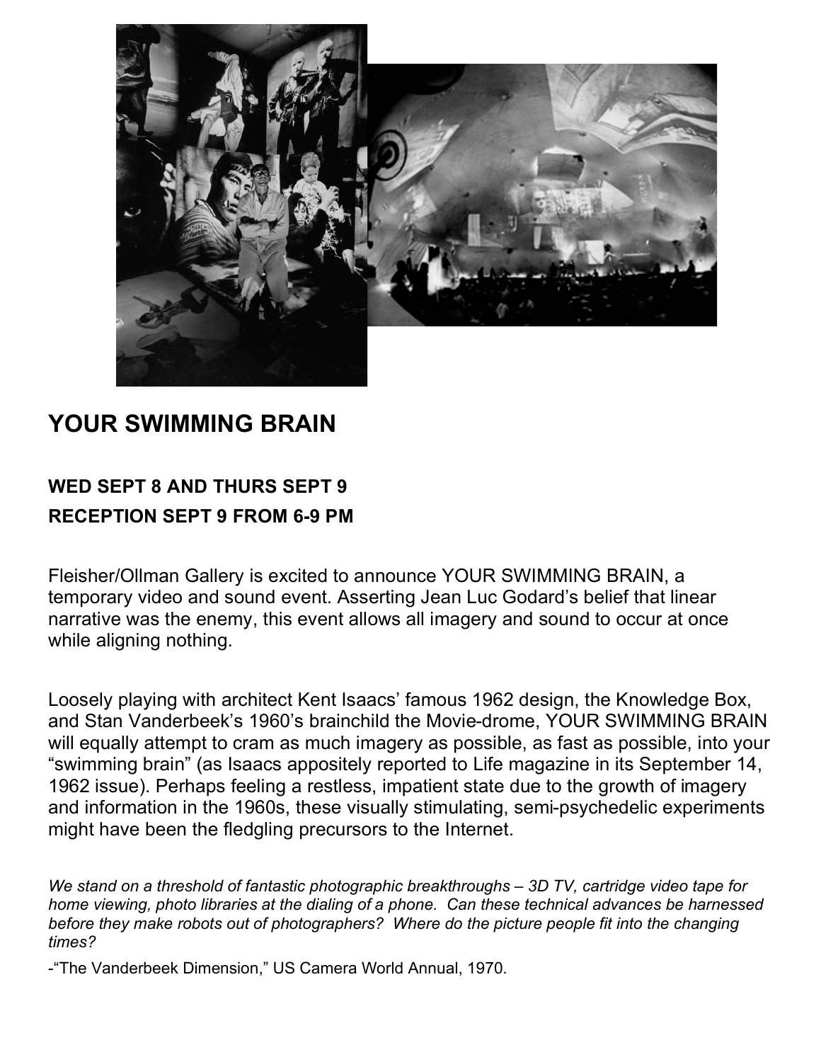# YOUR SWIMMING BRAIN

**WED SEPT 8 AND THURS SEPT 9**

**RECEPTION SEPT 9 FROM 6-9 PM**

Fleisher/Ollman Gallery is excited to announce YOUR SWIMMING BRAIN, a temporary video and sound event. Asserting Jean Luc Godard's belief that linear narrative was the enemy, this event allows all imagery and sound to occur at once while aligning nothing.

Loosely playing with architect Kent Isaacs' famous 1962 design, the Knowledge Box, and Stan Vanderbeek's 1960's brainchild the Movie-drome, YOUR SWIMMING BRAIN will equally attempt to cram as much imagery as possible, as fast as possible, into your "swimming brain" (as Isaacs appositely reported to Life magazine in its September 14, 1962 issue). Perhaps feeling a restless, impatient state due to the growth of imagery and information in the 1960s, these visually stimulating, semi-psychedelic experiments might have been the fledgling precursors to the Internet.

*We stand on a threshold of fantastic photographic breakthroughs – 3D TV, cartridge video tape for home viewing, photo libraries at the dialing of a phone. Can these technical advances be harnessed before they make robots out of photographers? Where do the picture people fit into the changing times?*

-"The Vanderbeek Dimension," US Camera World Annual, 1970.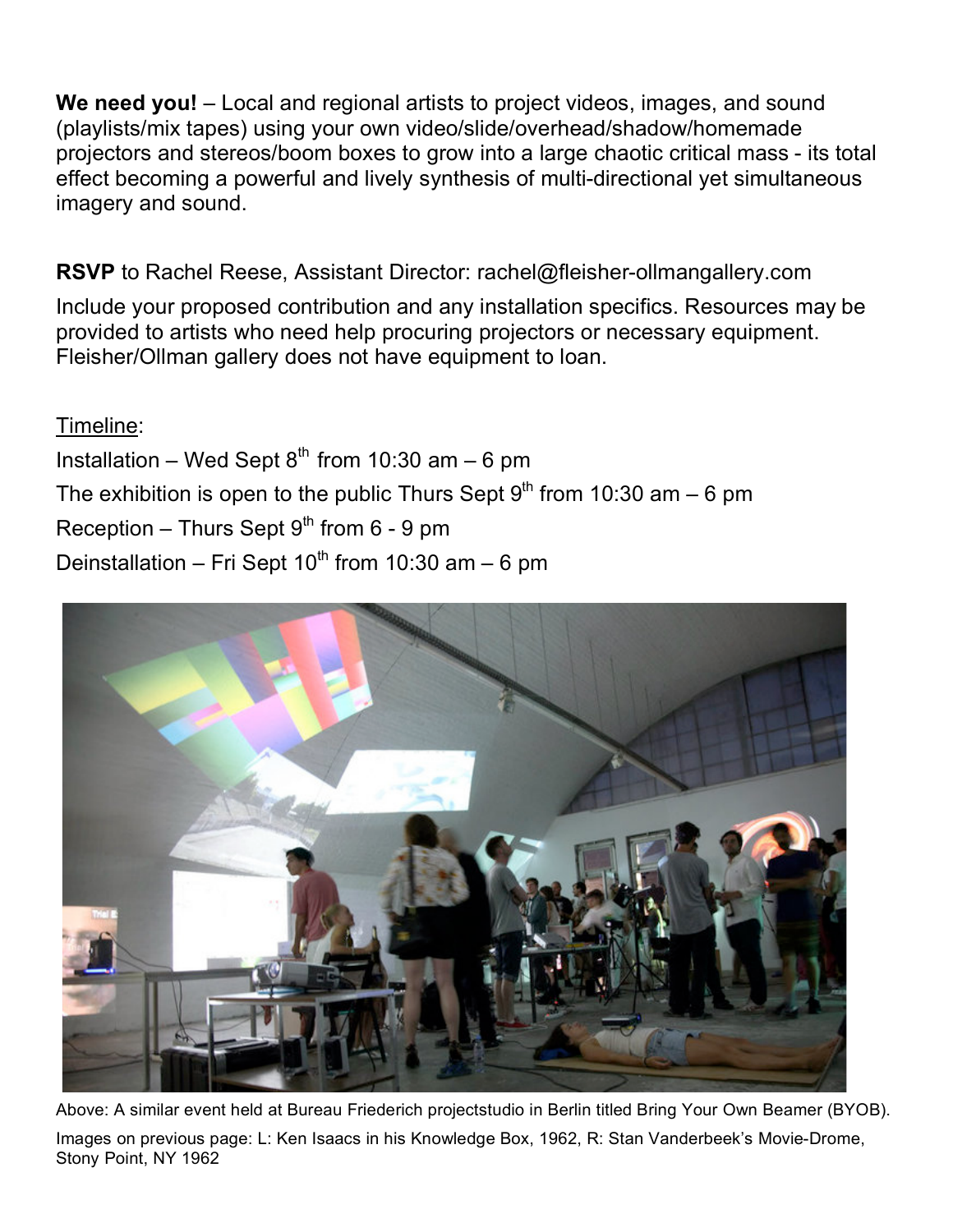**We need you!** – Local and regional artists to project videos, images, and sound (playlists/mix tapes) using your own video/slide/overhead/shadow/homemade projectors and stereos/boom boxes to grow into a large chaotic critical mass - its total effect becoming a powerful and lively synthesis of multi-directional yet simultaneous imagery and sound.

**RSVP** to Rachel Reese, Assistant Director: rachel@fleisher-ollmangallery.com

Include your proposed contribution and any installation specifics. Resources may be provided to artists who need help procuring projectors or necessary equipment. Fleisher/Ollman gallery does not have equipment to loan.

<u>Timeline</u>:

Installation – Wed Sept 8th from 10:30 am – 6 pm

The exhibition is open to the public Thurs Sept 9th from 10:30 am – 6 pm

Reception – Thurs Sept 9th from 6 - 9 pm

Deinstallation – Fri Sept 10th from 10:30 am – 6 pm

Above: A similar event held at Bureau Friederich projectstudio in Berlin titled Bring Your Own Beamer (BYOB).

Images on previous page: L: Ken Isaacs in his Knowledge Box, 1962, R: Stan Vanderbeek's Movie-Drome, Stony Point, NY 1962